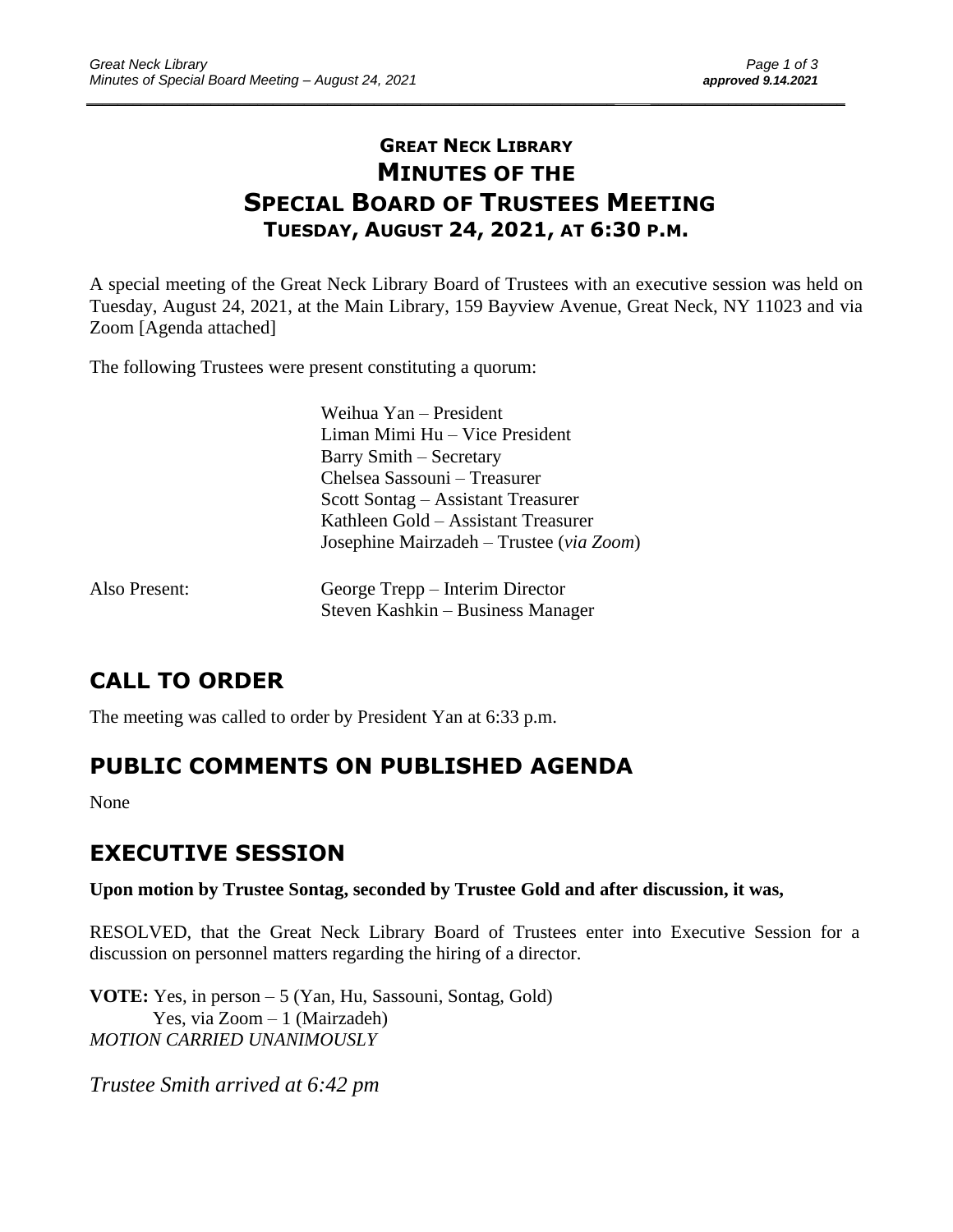# GREAT NECK LIBRARY
# MINUTES OF THE
# SPECIAL BOARD OF TRUSTEES MEETING
## TUESDAY, AUGUST 24, 2021, AT 6:30 P.M.

A special meeting of the Great Neck Library Board of Trustees with an executive session was held on Tuesday, August 24, 2021, at the Main Library, 159 Bayview Avenue, Great Neck, NY 11023 and via Zoom [Agenda attached]

The following Trustees were present constituting a quorum:

Weihua Yan – President
Liman Mimi Hu – Vice President
Barry Smith – Secretary
Chelsea Sassouni – Treasurer
Scott Sontag – Assistant Treasurer
Kathleen Gold – Assistant Treasurer
Josephine Mairzadeh – Trustee (*via Zoom*)

Also Present:
George Trepp – Interim Director
Steven Kashkin – Business Manager

## CALL TO ORDER

The meeting was called to order by President Yan at 6:33 p.m.

## PUBLIC COMMENTS ON PUBLISHED AGENDA

None

## EXECUTIVE SESSION

**Upon motion by Trustee Sontag, seconded by Trustee Gold and after discussion, it was,**

RESOLVED, that the Great Neck Library Board of Trustees enter into Executive Session for a discussion on personnel matters regarding the hiring of a director.

**VOTE:** Yes, in person – 5 (Yan, Hu, Sassouni, Sontag, Gold)
Yes, via Zoom – 1 (Mairzadeh)
*MOTION CARRIED UNANIMOUSLY*

*Trustee Smith arrived at 6:42 pm*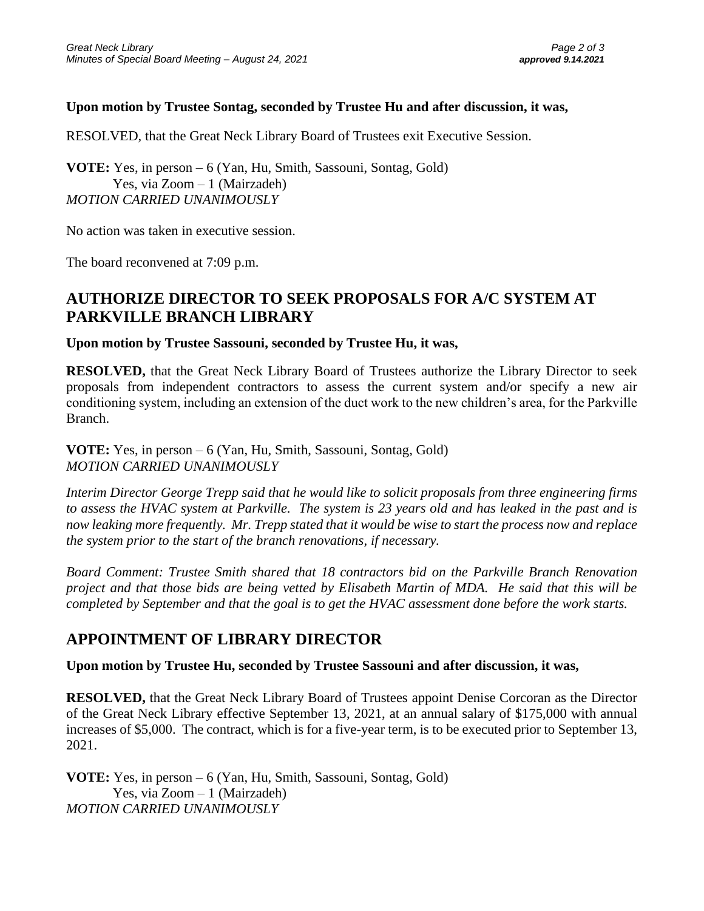**Upon motion by Trustee Sontag, seconded by Trustee Hu and after discussion, it was,**

RESOLVED, that the Great Neck Library Board of Trustees exit Executive Session.

**VOTE:** Yes, in person – 6 (Yan, Hu, Smith, Sassouni, Sontag, Gold)
Yes, via Zoom – 1 (Mairzadeh)
*MOTION CARRIED UNANIMOUSLY*

No action was taken in executive session.

The board reconvened at 7:09 p.m.

## AUTHORIZE DIRECTOR TO SEEK PROPOSALS FOR A/C SYSTEM AT PARKVILLE BRANCH LIBRARY

**Upon motion by Trustee Sassouni, seconded by Trustee Hu, it was,**

**RESOLVED,** that the Great Neck Library Board of Trustees authorize the Library Director to seek proposals from independent contractors to assess the current system and/or specify a new air conditioning system, including an extension of the duct work to the new children's area, for the Parkville Branch.

**VOTE:** Yes, in person – 6 (Yan, Hu, Smith, Sassouni, Sontag, Gold)
*MOTION CARRIED UNANIMOUSLY*

*Interim Director George Trepp said that he would like to solicit proposals from three engineering firms to assess the HVAC system at Parkville. The system is 23 years old and has leaked in the past and is now leaking more frequently. Mr. Trepp stated that it would be wise to start the process now and replace the system prior to the start of the branch renovations, if necessary.*

*Board Comment: Trustee Smith shared that 18 contractors bid on the Parkville Branch Renovation project and that those bids are being vetted by Elisabeth Martin of MDA. He said that this will be completed by September and that the goal is to get the HVAC assessment done before the work starts.*

## APPOINTMENT OF LIBRARY DIRECTOR

**Upon motion by Trustee Hu, seconded by Trustee Sassouni and after discussion, it was,**

**RESOLVED,** that the Great Neck Library Board of Trustees appoint Denise Corcoran as the Director of the Great Neck Library effective September 13, 2021, at an annual salary of $175,000 with annual increases of $5,000. The contract, which is for a five-year term, is to be executed prior to September 13, 2021.

**VOTE:** Yes, in person – 6 (Yan, Hu, Smith, Sassouni, Sontag, Gold)
Yes, via Zoom – 1 (Mairzadeh)
*MOTION CARRIED UNANIMOUSLY*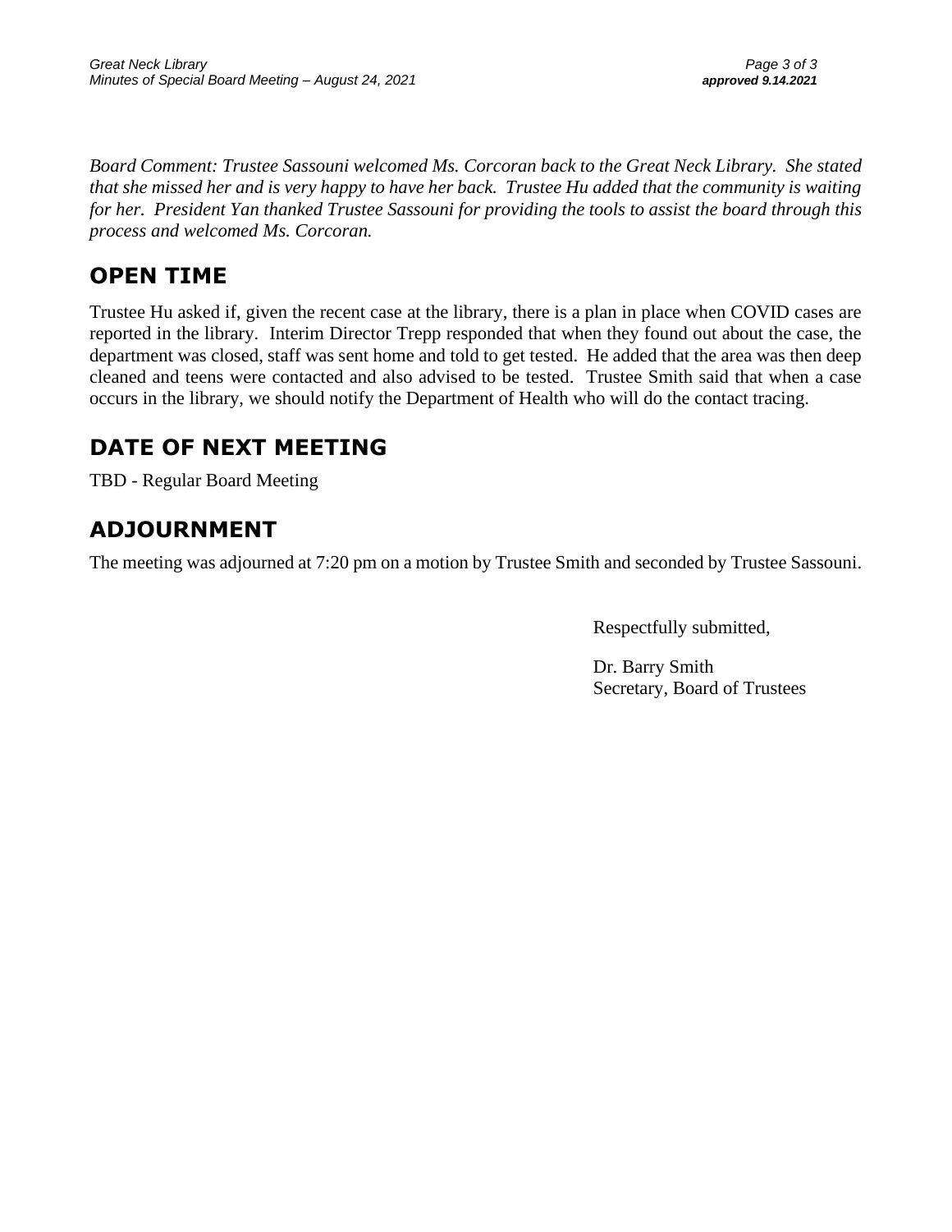*Board Comment: Trustee Sassouni welcomed Ms. Corcoran back to the Great Neck Library. She stated that she missed her and is very happy to have her back. Trustee Hu added that the community is waiting for her. President Yan thanked Trustee Sassouni for providing the tools to assist the board through this process and welcomed Ms. Corcoran.*

## OPEN TIME

Trustee Hu asked if, given the recent case at the library, there is a plan in place when COVID cases are reported in the library. Interim Director Trepp responded that when they found out about the case, the department was closed, staff was sent home and told to get tested. He added that the area was then deep cleaned and teens were contacted and also advised to be tested. Trustee Smith said that when a case occurs in the library, we should notify the Department of Health who will do the contact tracing.

## DATE OF NEXT MEETING

TBD - Regular Board Meeting

## ADJOURNMENT

The meeting was adjourned at 7:20 pm on a motion by Trustee Smith and seconded by Trustee Sassouni.

Respectfully submitted,

Dr. Barry Smith
Secretary, Board of Trustees